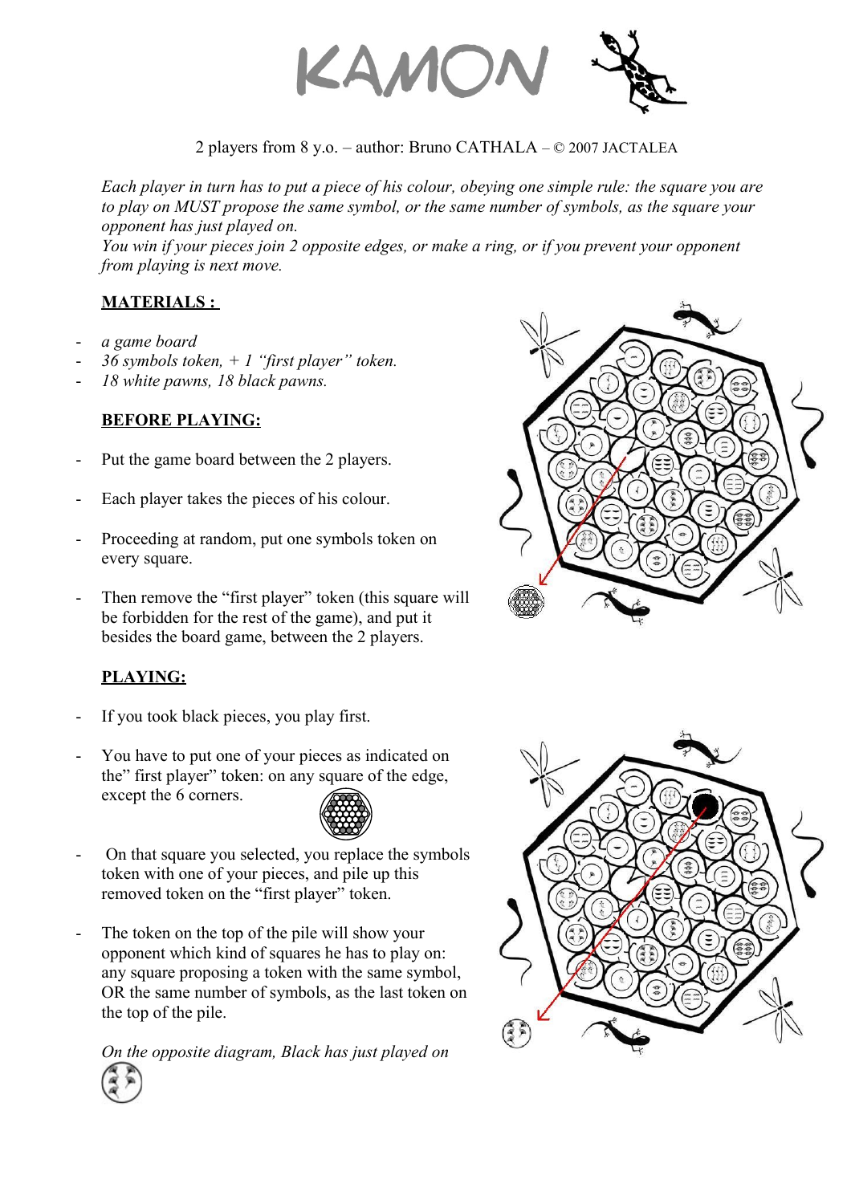# KAMON

2 players from 8 y.o. – author: Bruno CATHALA – © 2007 JACTALEA

*Each player in turn has to put a piece of his colour, obeying one simple rule: the square you are to play on MUST propose the same symbol, or the same number of symbols, as the square your opponent has just played on.*
*You win if your pieces join 2 opposite edges, or make a ring, or if you prevent your opponent from playing is next move.*

## MATERIALS :

- *a game board*
- *36 symbols token, + 1 "first player" token.*
- *18 white pawns, 18 black pawns.*

## BEFORE PLAYING:

- Put the game board between the 2 players.
- Each player takes the pieces of his colour.
- Proceeding at random, put one symbols token on every square.
- Then remove the "first player" token (this square will be forbidden for the rest of the game), and put it besides the board game, between the 2 players.

## PLAYING:

- If you took black pieces, you play first.
- You have to put one of your pieces as indicated on the" first player" token: on any square of the edge, except the 6 corners.
- On that square you selected, you replace the symbols token with one of your pieces, and pile up this removed token on the "first player" token.
- The token on the top of the pile will show your opponent which kind of squares he has to play on: any square proposing a token with the same symbol, OR the same number of symbols, as the last token on the top of the pile.

*On the opposite diagram, Black has just played on*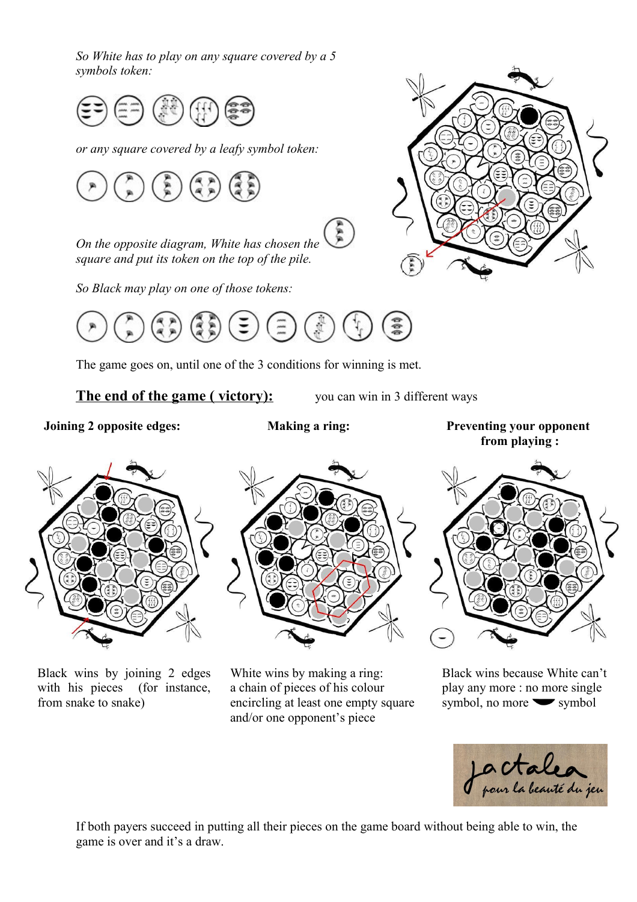*So White has to play on any square covered by a 5 symbols token:*

*or any square covered by a leafy symbol token:*

*On the opposite diagram, White has chosen the square and put its token on the top of the pile.*

*So Black may play on one of those tokens:*

The game goes on, until one of the 3 conditions for winning is met.

## The end of the game ( victory):

you can win in 3 different ways

**Joining 2 opposite edges:**

Black wins by joining 2 edges with his pieces (for instance, from snake to snake)

**Making a ring:**

White wins by making a ring: a chain of pieces of his colour encircling at least one empty square and/or one opponent's piece

**Preventing your opponent from playing :**

Black wins because White can't play any more : no more single symbol, no more symbol

Jactalea pour la beauté du jeu

If both payers succeed in putting all their pieces on the game board without being able to win, the game is over and it's a draw.